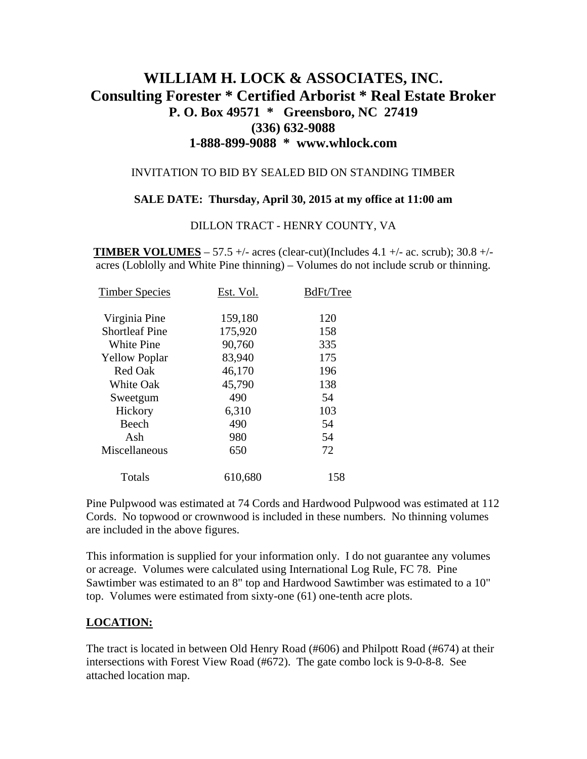# WILLIAM H. LOCK & ASSOCIATES, INC.
## Consulting Forester * Certified Arborist * Real Estate Broker
### P. O. Box 49571 * Greensboro, NC 27419
### (336) 632-9088
### 1-888-899-9088 * www.whlock.com

INVITATION TO BID BY SEALED BID ON STANDING TIMBER

**SALE DATE: Thursday, April 30, 2015 at my office at 11:00 am**

DILLON TRACT - HENRY COUNTY, VA

**TIMBER VOLUMES** – 57.5 +/- acres (clear-cut)(Includes 4.1 +/- ac. scrub); 30.8 +/- acres (Loblolly and White Pine thinning) – Volumes do not include scrub or thinning.

| Timber Species | Est. Vol. | BdFt/Tree |
|---|---|---|
| Virginia Pine | 159,180 | 120 |
| Shortleaf Pine | 175,920 | 158 |
| White Pine | 90,760 | 335 |
| Yellow Poplar | 83,940 | 175 |
| Red Oak | 46,170 | 196 |
| White Oak | 45,790 | 138 |
| Sweetgum | 490 | 54 |
| Hickory | 6,310 | 103 |
| Beech | 490 | 54 |
| Ash | 980 | 54 |
| Miscellaneous | 650 | 72 |
| Totals | 610,680 | 158 |

Pine Pulpwood was estimated at 74 Cords and Hardwood Pulpwood was estimated at 112 Cords. No topwood or crownwood is included in these numbers. No thinning volumes are included in the above figures.

This information is supplied for your information only. I do not guarantee any volumes or acreage. Volumes were calculated using International Log Rule, FC 78. Pine Sawtimber was estimated to an 8" top and Hardwood Sawtimber was estimated to a 10" top. Volumes were estimated from sixty-one (61) one-tenth acre plots.

**LOCATION:**

The tract is located in between Old Henry Road (#606) and Philpott Road (#674) at their intersections with Forest View Road (#672). The gate combo lock is 9-0-8-8. See attached location map.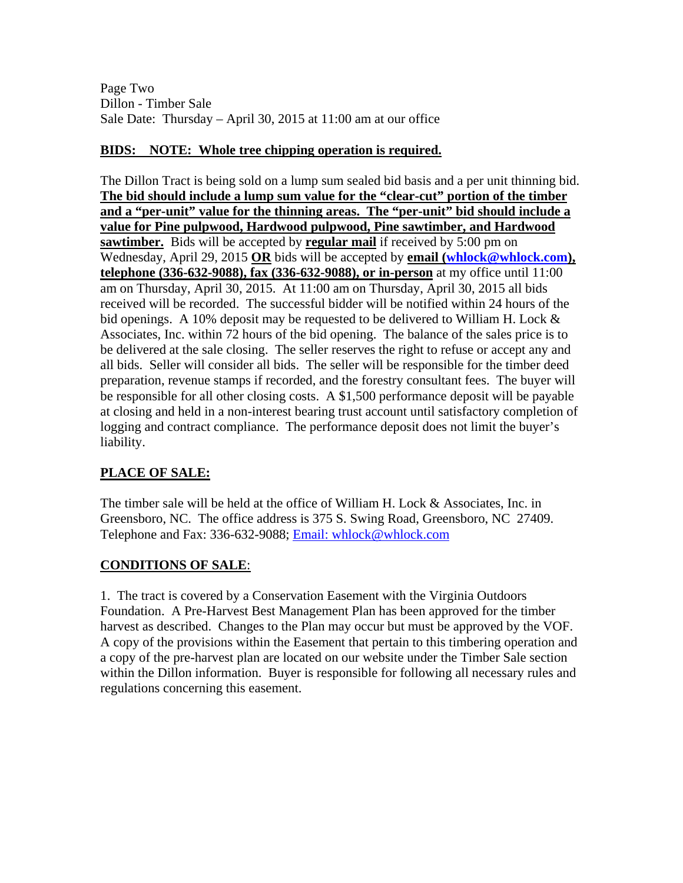Page Two
Dillon - Timber Sale
Sale Date: Thursday – April 30, 2015 at 11:00 am at our office

**BIDS: NOTE: Whole tree chipping operation is required.**

The Dillon Tract is being sold on a lump sum sealed bid basis and a per unit thinning bid. **The bid should include a lump sum value for the "clear-cut" portion of the timber and a "per-unit" value for the thinning areas. The "per-unit" bid should include a value for Pine pulpwood, Hardwood pulpwood, Pine sawtimber, and Hardwood sawtimber.** Bids will be accepted by **regular mail** if received by 5:00 pm on Wednesday, April 29, 2015 **OR** bids will be accepted by **email (whlock@whlock.com), telephone (336-632-9088), fax (336-632-9088), or in-person** at my office until 11:00 am on Thursday, April 30, 2015. At 11:00 am on Thursday, April 30, 2015 all bids received will be recorded. The successful bidder will be notified within 24 hours of the bid openings. A 10% deposit may be requested to be delivered to William H. Lock & Associates, Inc. within 72 hours of the bid opening. The balance of the sales price is to be delivered at the sale closing. The seller reserves the right to refuse or accept any and all bids. Seller will consider all bids. The seller will be responsible for the timber deed preparation, revenue stamps if recorded, and the forestry consultant fees. The buyer will be responsible for all other closing costs. A $1,500 performance deposit will be payable at closing and held in a non-interest bearing trust account until satisfactory completion of logging and contract compliance. The performance deposit does not limit the buyer's liability.

**PLACE OF SALE:**

The timber sale will be held at the office of William H. Lock & Associates, Inc. in Greensboro, NC. The office address is 375 S. Swing Road, Greensboro, NC 27409. Telephone and Fax: 336-632-9088; Email: whlock@whlock.com

**CONDITIONS OF SALE**:

1. The tract is covered by a Conservation Easement with the Virginia Outdoors Foundation. A Pre-Harvest Best Management Plan has been approved for the timber harvest as described. Changes to the Plan may occur but must be approved by the VOF. A copy of the provisions within the Easement that pertain to this timbering operation and a copy of the pre-harvest plan are located on our website under the Timber Sale section within the Dillon information. Buyer is responsible for following all necessary rules and regulations concerning this easement.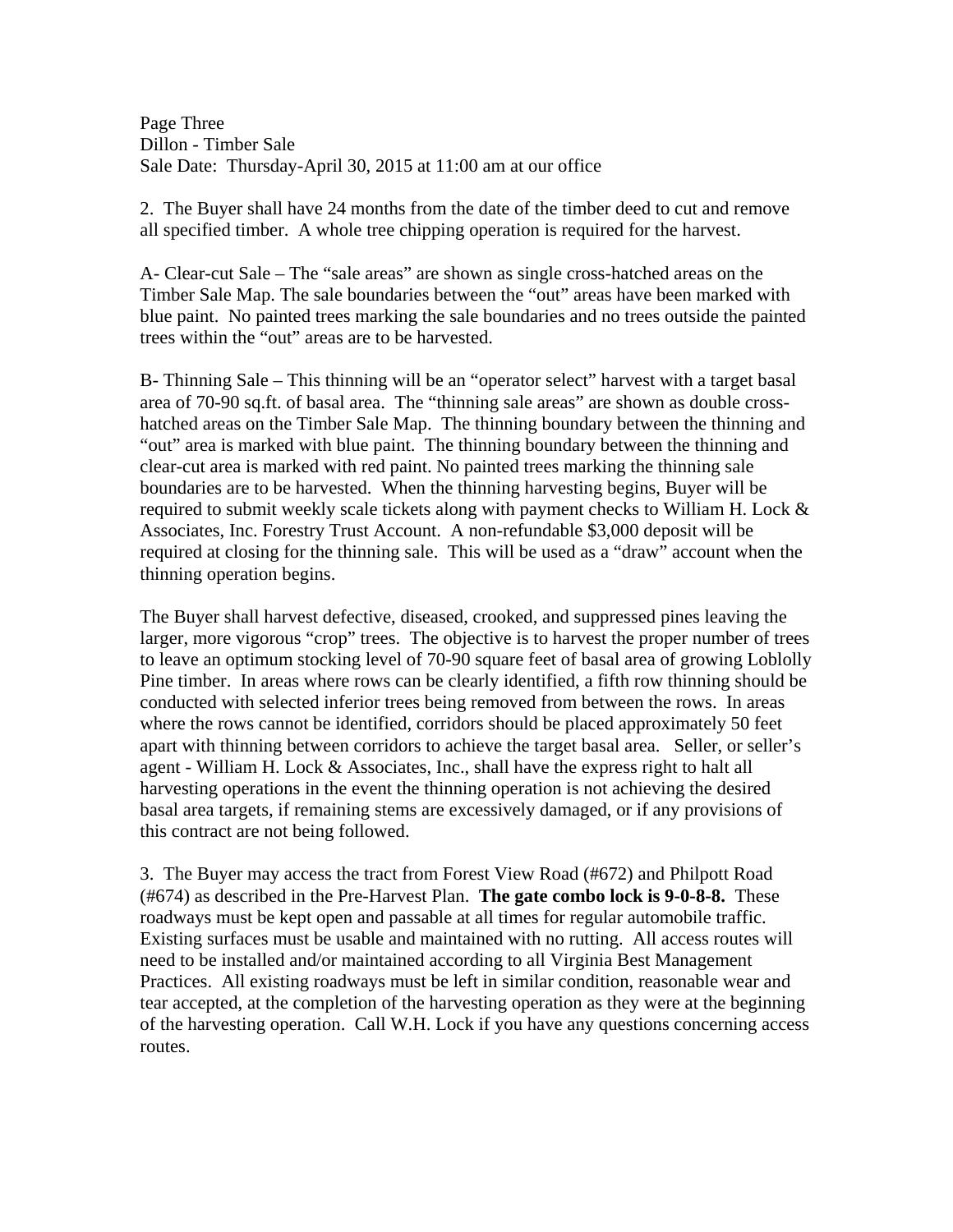Page Three
Dillon - Timber Sale
Sale Date: Thursday-April 30, 2015 at 11:00 am at our office

2. The Buyer shall have 24 months from the date of the timber deed to cut and remove all specified timber. A whole tree chipping operation is required for the harvest.

A- Clear-cut Sale – The "sale areas" are shown as single cross-hatched areas on the Timber Sale Map. The sale boundaries between the "out" areas have been marked with blue paint. No painted trees marking the sale boundaries and no trees outside the painted trees within the "out" areas are to be harvested.

B- Thinning Sale – This thinning will be an "operator select" harvest with a target basal area of 70-90 sq.ft. of basal area. The "thinning sale areas" are shown as double cross-hatched areas on the Timber Sale Map. The thinning boundary between the thinning and "out" area is marked with blue paint. The thinning boundary between the thinning and clear-cut area is marked with red paint. No painted trees marking the thinning sale boundaries are to be harvested. When the thinning harvesting begins, Buyer will be required to submit weekly scale tickets along with payment checks to William H. Lock & Associates, Inc. Forestry Trust Account. A non-refundable $3,000 deposit will be required at closing for the thinning sale. This will be used as a "draw" account when the thinning operation begins.

The Buyer shall harvest defective, diseased, crooked, and suppressed pines leaving the larger, more vigorous "crop" trees. The objective is to harvest the proper number of trees to leave an optimum stocking level of 70-90 square feet of basal area of growing Loblolly Pine timber. In areas where rows can be clearly identified, a fifth row thinning should be conducted with selected inferior trees being removed from between the rows. In areas where the rows cannot be identified, corridors should be placed approximately 50 feet apart with thinning between corridors to achieve the target basal area. Seller, or seller's agent - William H. Lock & Associates, Inc., shall have the express right to halt all harvesting operations in the event the thinning operation is not achieving the desired basal area targets, if remaining stems are excessively damaged, or if any provisions of this contract are not being followed.

3. The Buyer may access the tract from Forest View Road (#672) and Philpott Road (#674) as described in the Pre-Harvest Plan. **The gate combo lock is 9-0-8-8.** These roadways must be kept open and passable at all times for regular automobile traffic. Existing surfaces must be usable and maintained with no rutting. All access routes will need to be installed and/or maintained according to all Virginia Best Management Practices. All existing roadways must be left in similar condition, reasonable wear and tear accepted, at the completion of the harvesting operation as they were at the beginning of the harvesting operation. Call W.H. Lock if you have any questions concerning access routes.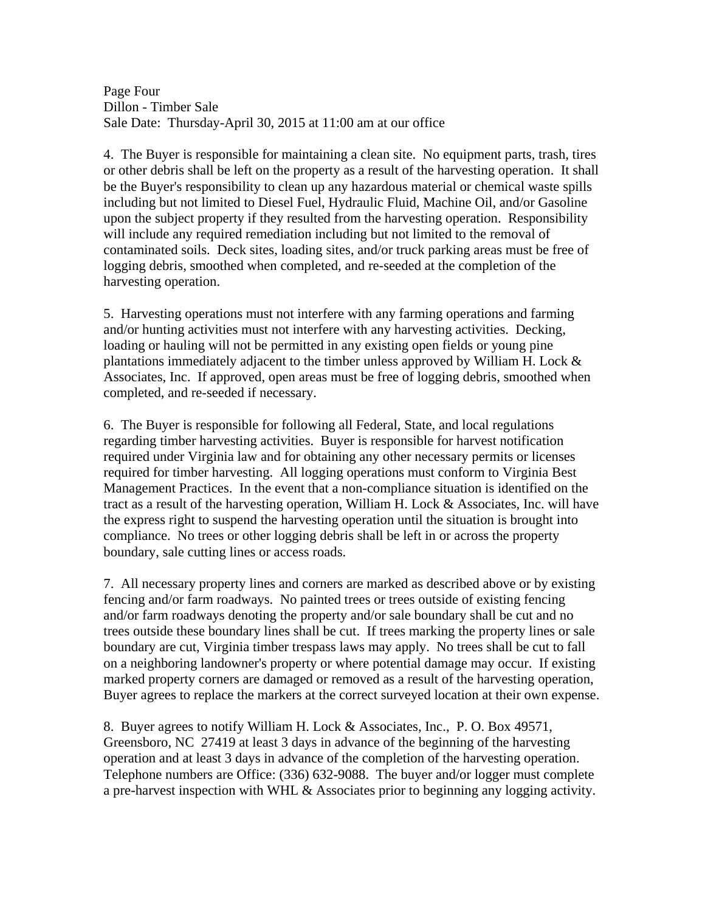4. The Buyer is responsible for maintaining a clean site. No equipment parts, trash, tires or other debris shall be left on the property as a result of the harvesting operation. It shall be the Buyer's responsibility to clean up any hazardous material or chemical waste spills including but not limited to Diesel Fuel, Hydraulic Fluid, Machine Oil, and/or Gasoline upon the subject property if they resulted from the harvesting operation. Responsibility will include any required remediation including but not limited to the removal of contaminated soils. Deck sites, loading sites, and/or truck parking areas must be free of logging debris, smoothed when completed, and re-seeded at the completion of the harvesting operation.

5. Harvesting operations must not interfere with any farming operations and farming and/or hunting activities must not interfere with any harvesting activities. Decking, loading or hauling will not be permitted in any existing open fields or young pine plantations immediately adjacent to the timber unless approved by William H. Lock & Associates, Inc. If approved, open areas must be free of logging debris, smoothed when completed, and re-seeded if necessary.

6. The Buyer is responsible for following all Federal, State, and local regulations regarding timber harvesting activities. Buyer is responsible for harvest notification required under Virginia law and for obtaining any other necessary permits or licenses required for timber harvesting. All logging operations must conform to Virginia Best Management Practices. In the event that a non-compliance situation is identified on the tract as a result of the harvesting operation, William H. Lock & Associates, Inc. will have the express right to suspend the harvesting operation until the situation is brought into compliance. No trees or other logging debris shall be left in or across the property boundary, sale cutting lines or access roads.

7. All necessary property lines and corners are marked as described above or by existing fencing and/or farm roadways. No painted trees or trees outside of existing fencing and/or farm roadways denoting the property and/or sale boundary shall be cut and no trees outside these boundary lines shall be cut. If trees marking the property lines or sale boundary are cut, Virginia timber trespass laws may apply. No trees shall be cut to fall on a neighboring landowner's property or where potential damage may occur. If existing marked property corners are damaged or removed as a result of the harvesting operation, Buyer agrees to replace the markers at the correct surveyed location at their own expense.

8. Buyer agrees to notify William H. Lock & Associates, Inc., P. O. Box 49571, Greensboro, NC 27419 at least 3 days in advance of the beginning of the harvesting operation and at least 3 days in advance of the completion of the harvesting operation. Telephone numbers are Office: (336) 632-9088. The buyer and/or logger must complete a pre-harvest inspection with WHL & Associates prior to beginning any logging activity.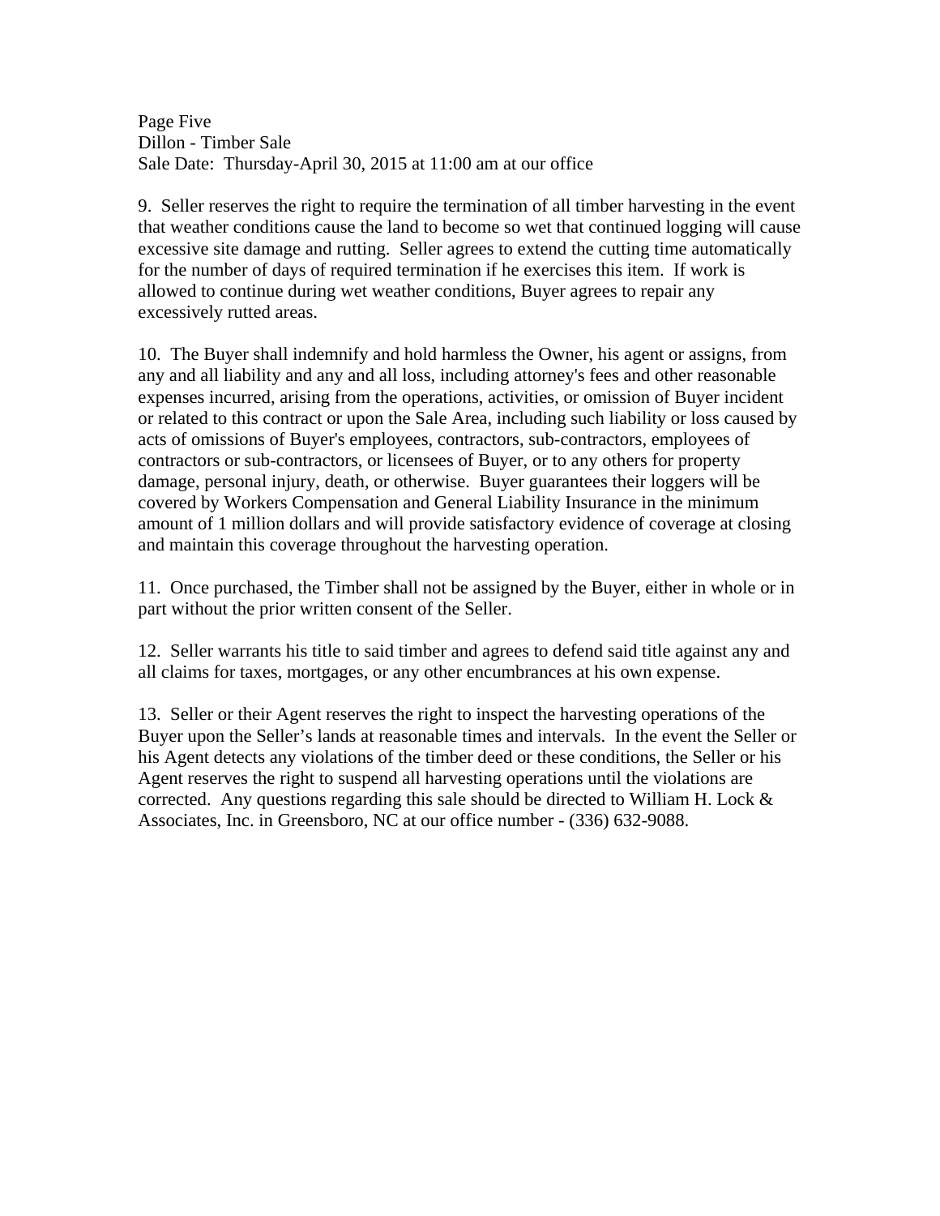9. Seller reserves the right to require the termination of all timber harvesting in the event that weather conditions cause the land to become so wet that continued logging will cause excessive site damage and rutting. Seller agrees to extend the cutting time automatically for the number of days of required termination if he exercises this item. If work is allowed to continue during wet weather conditions, Buyer agrees to repair any excessively rutted areas.

10. The Buyer shall indemnify and hold harmless the Owner, his agent or assigns, from any and all liability and any and all loss, including attorney's fees and other reasonable expenses incurred, arising from the operations, activities, or omission of Buyer incident or related to this contract or upon the Sale Area, including such liability or loss caused by acts of omissions of Buyer's employees, contractors, sub-contractors, employees of contractors or sub-contractors, or licensees of Buyer, or to any others for property damage, personal injury, death, or otherwise. Buyer guarantees their loggers will be covered by Workers Compensation and General Liability Insurance in the minimum amount of 1 million dollars and will provide satisfactory evidence of coverage at closing and maintain this coverage throughout the harvesting operation.

11. Once purchased, the Timber shall not be assigned by the Buyer, either in whole or in part without the prior written consent of the Seller.

12. Seller warrants his title to said timber and agrees to defend said title against any and all claims for taxes, mortgages, or any other encumbrances at his own expense.

13. Seller or their Agent reserves the right to inspect the harvesting operations of the Buyer upon the Seller's lands at reasonable times and intervals. In the event the Seller or his Agent detects any violations of the timber deed or these conditions, the Seller or his Agent reserves the right to suspend all harvesting operations until the violations are corrected. Any questions regarding this sale should be directed to William H. Lock & Associates, Inc. in Greensboro, NC at our office number - (336) 632-9088.